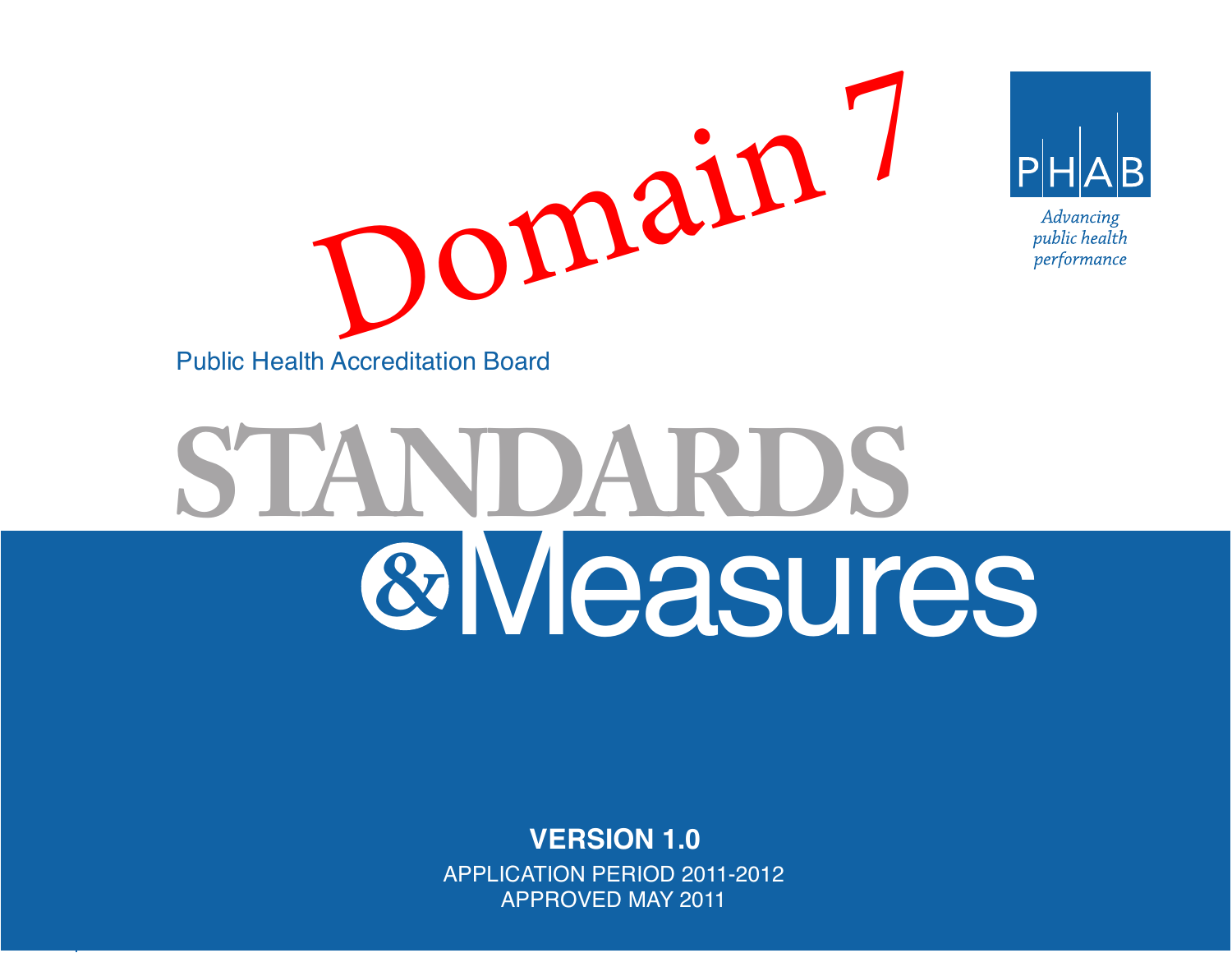# Domain 7

PHAB

*Advancing public health performance*

Public Health Accreditation Board

# STANDARDS & Measures

**VERSION 1.0**

APPLICATION PERIOD 2011-2012

APPROVED MAY 2011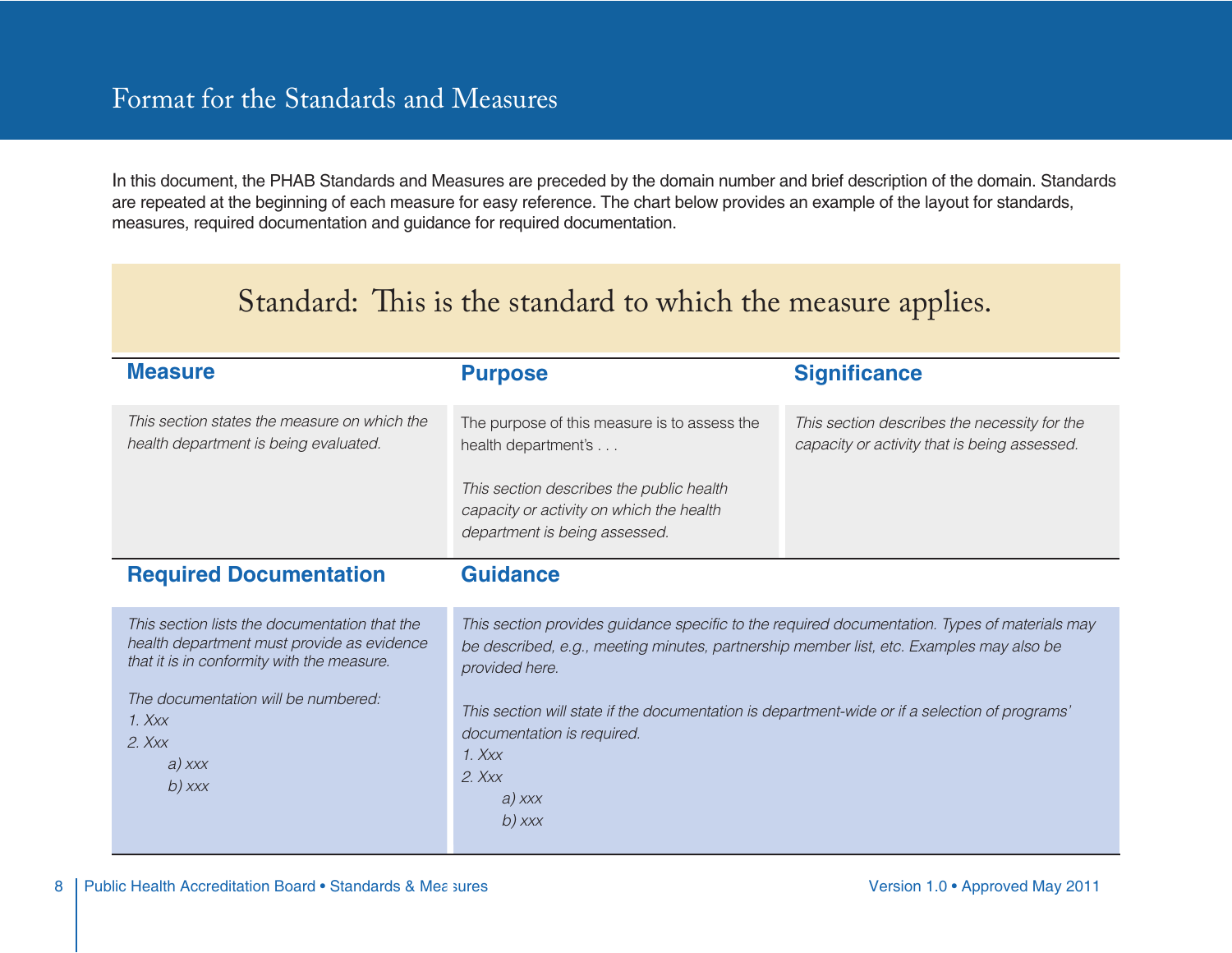# Format for the Standards and Measures

In this document, the PHAB Standards and Measures are preceded by the domain number and brief description of the domain. Standards are repeated at the beginning of each measure for easy reference. The chart below provides an example of the layout for standards, measures, required documentation and guidance for required documentation.

## Standard: This is the standard to which the measure applies.

| Measure | Purpose | Significance |
| --- | --- | --- |
| *This section states the measure on which the health department is being evaluated.* | The purpose of this measure is to assess the health department's . . .<br><br>*This section describes the public health capacity or activity on which the health department is being assessed.* | *This section describes the necessity for the capacity or activity that is being assessed.* |

| Required Documentation | Guidance |
| --- | --- |
| *This section lists the documentation that the health department must provide as evidence that it is in conformity with the measure.*<br><br>*The documentation will be numbered:*<br>*1. Xxx*<br>*2. Xxx*<br>*a) xxx*<br>*b) xxx* | *This section provides guidance specific to the required documentation. Types of materials may be described, e.g., meeting minutes, partnership member list, etc. Examples may also be provided here.*<br><br>*This section will state if the documentation is department-wide or if a selection of programs' documentation is required.*<br>*1. Xxx*<br>*2. Xxx*<br>*a) xxx*<br>*b) xxx* |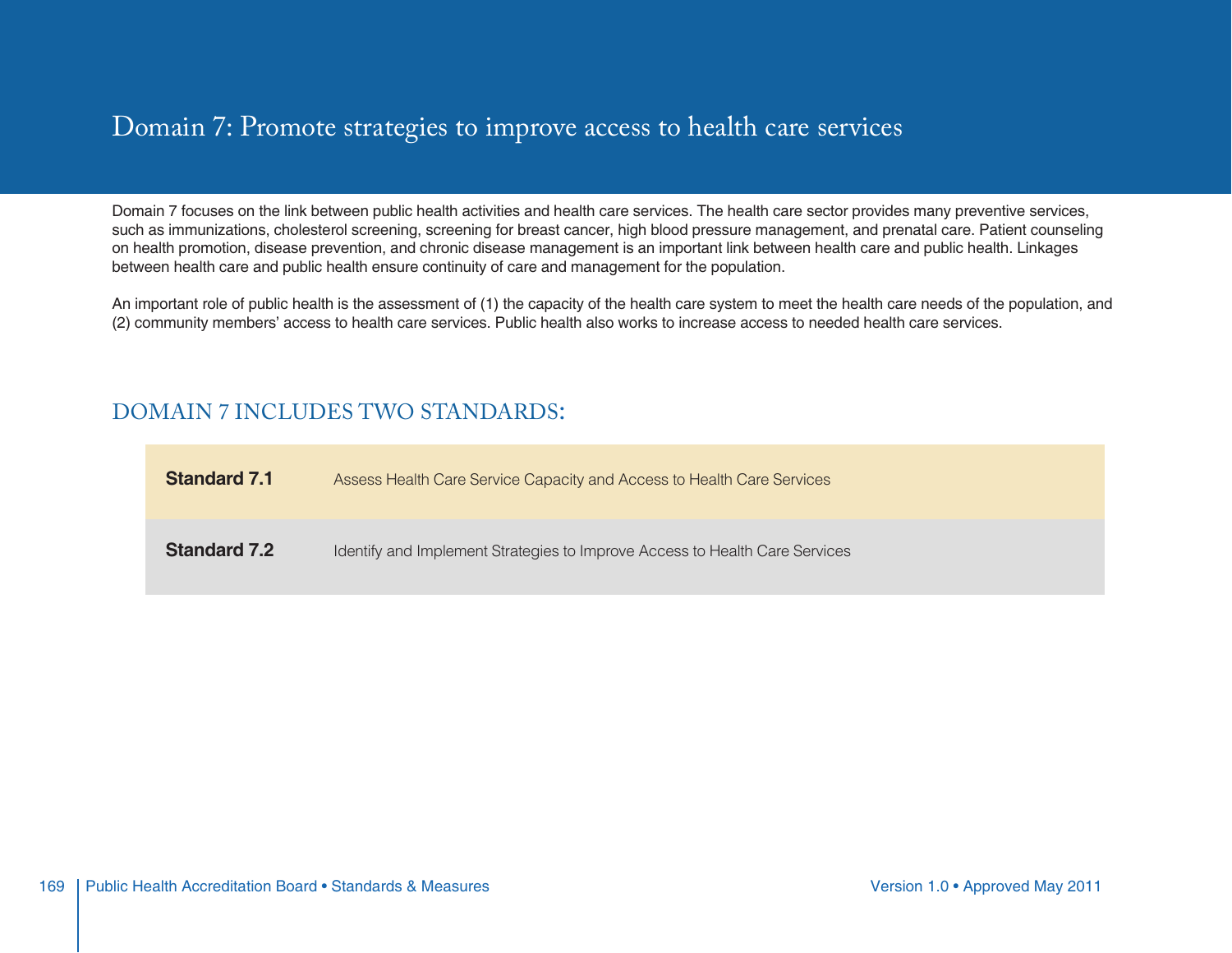# Domain 7: Promote strategies to improve access to health care services

Domain 7 focuses on the link between public health activities and health care services. The health care sector provides many preventive services, such as immunizations, cholesterol screening, screening for breast cancer, high blood pressure management, and prenatal care. Patient counseling on health promotion, disease prevention, and chronic disease management is an important link between health care and public health. Linkages between health care and public health ensure continuity of care and management for the population.

An important role of public health is the assessment of (1) the capacity of the health care system to meet the health care needs of the population, and (2) community members' access to health care services. Public health also works to increase access to needed health care services.

## DOMAIN 7 INCLUDES TWO STANDARDS:

| | |
|---|---|
| **Standard 7.1** | Assess Health Care Service Capacity and Access to Health Care Services |
| **Standard 7.2** | Identify and Implement Strategies to Improve Access to Health Care Services |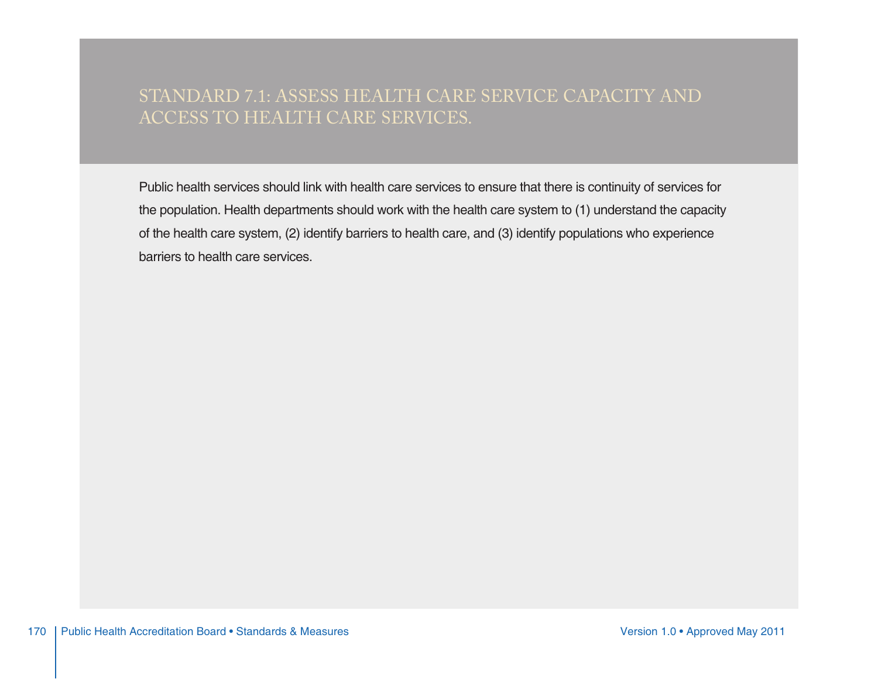## STANDARD 7.1: ASSESS HEALTH CARE SERVICE CAPACITY AND ACCESS TO HEALTH CARE SERVICES.

Public health services should link with health care services to ensure that there is continuity of services for the population. Health departments should work with the health care system to (1) understand the capacity of the health care system, (2) identify barriers to health care, and (3) identify populations who experience barriers to health care services.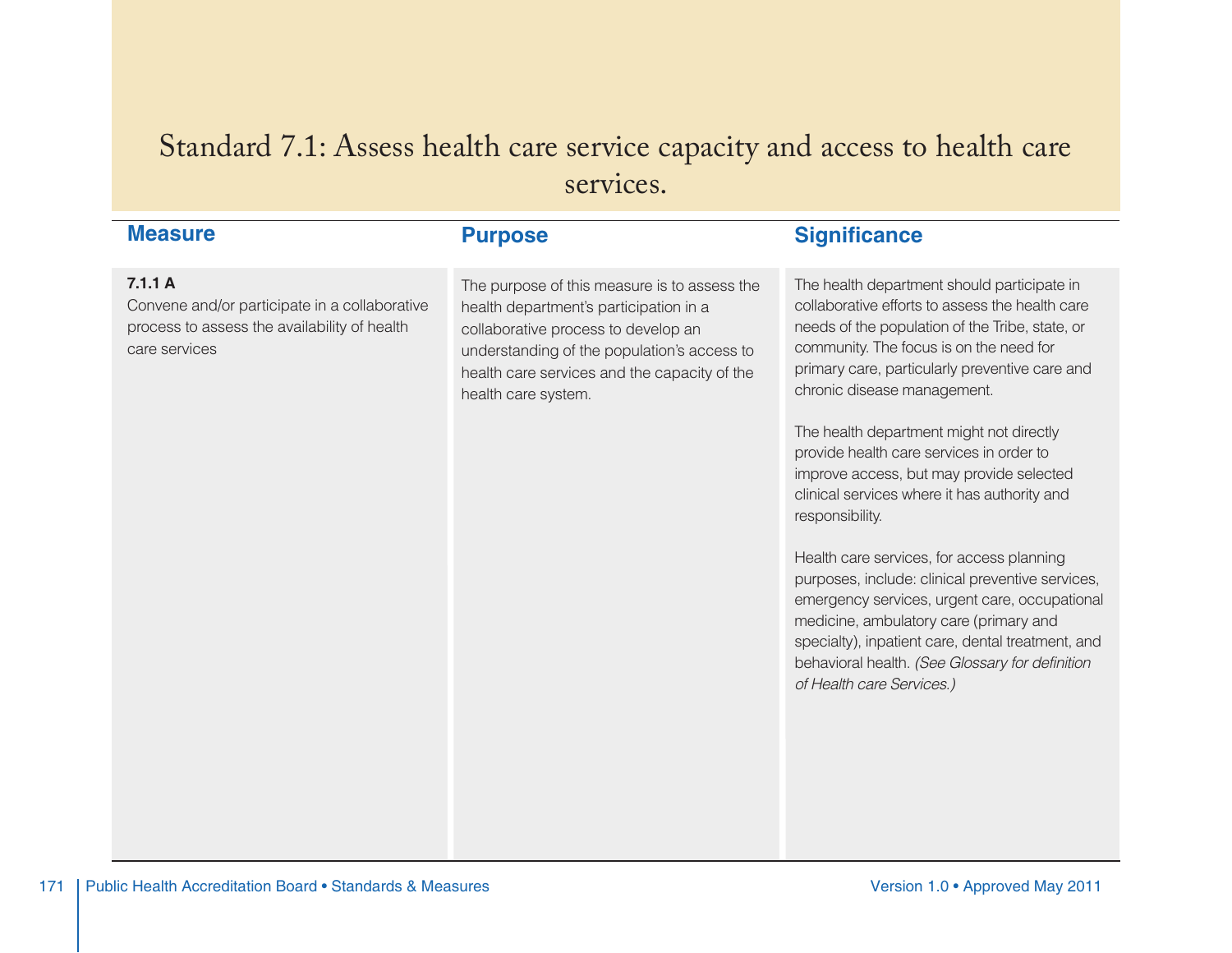# Standard 7.1: Assess health care service capacity and access to health care services.

| Measure | Purpose | Significance |
|---|---|---|
| **7.1.1 A**<br>Convene and/or participate in a collaborative process to assess the availability of health care services | The purpose of this measure is to assess the health department's participation in a collaborative process to develop an understanding of the population's access to health care services and the capacity of the health care system. | The health department should participate in collaborative efforts to assess the health care needs of the population of the Tribe, state, or community. The focus is on the need for primary care, particularly preventive care and chronic disease management.<br><br>The health department might not directly provide health care services in order to improve access, but may provide selected clinical services where it has authority and responsibility.<br><br>Health care services, for access planning purposes, include: clinical preventive services, emergency services, urgent care, occupational medicine, ambulatory care (primary and specialty), inpatient care, dental treatment, and behavioral health. *(See Glossary for definition of Health care Services.)* |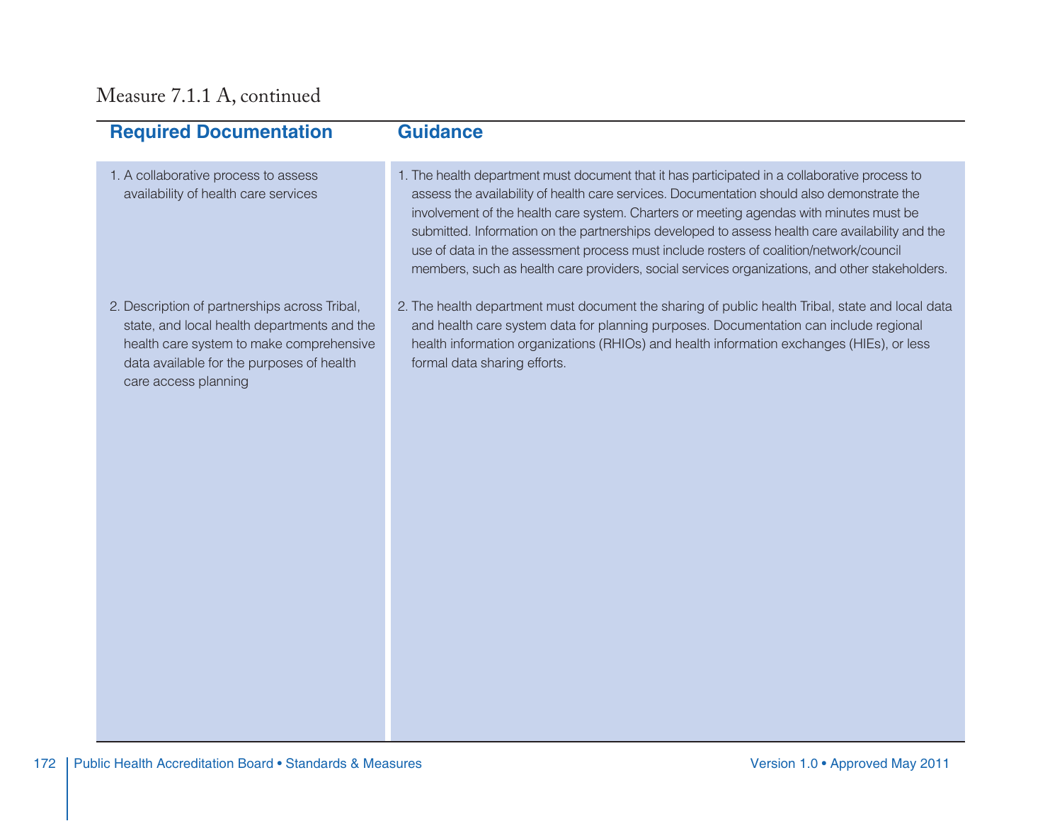Measure 7.1.1 A, continued

| Required Documentation | Guidance |
| --- | --- |
| 1. A collaborative process to assess availability of health care services | 1. The health department must document that it has participated in a collaborative process to assess the availability of health care services. Documentation should also demonstrate the involvement of the health care system. Charters or meeting agendas with minutes must be submitted. Information on the partnerships developed to assess health care availability and the use of data in the assessment process must include rosters of coalition/network/council members, such as health care providers, social services organizations, and other stakeholders. |
| 2. Description of partnerships across Tribal, state, and local health departments and the health care system to make comprehensive data available for the purposes of health care access planning | 2. The health department must document the sharing of public health Tribal, state and local data and health care system data for planning purposes. Documentation can include regional health information organizations (RHIOs) and health information exchanges (HIEs), or less formal data sharing efforts. |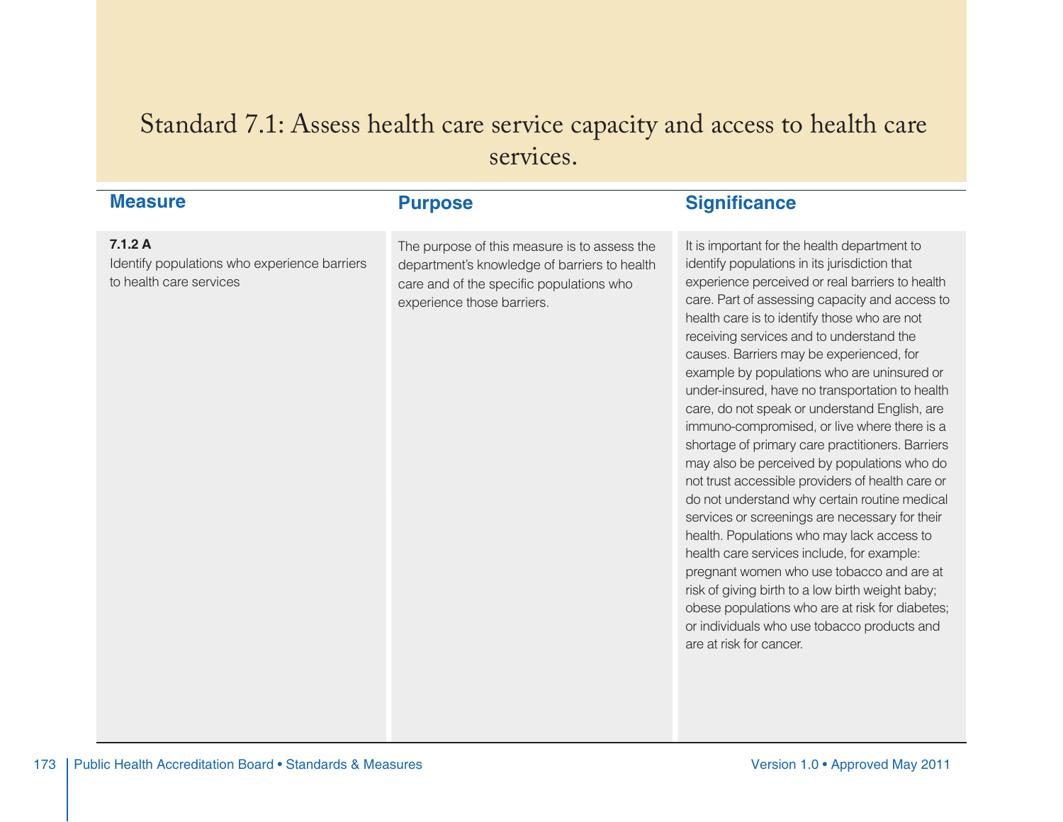# Standard 7.1: Assess health care service capacity and access to health care services.

| Measure | Purpose | Significance |
|---|---|---|
| **7.1.2 A** Identify populations who experience barriers to health care services | The purpose of this measure is to assess the department's knowledge of barriers to health care and of the specific populations who experience those barriers. | It is important for the health department to identify populations in its jurisdiction that experience perceived or real barriers to health care. Part of assessing capacity and access to health care is to identify those who are not receiving services and to understand the causes. Barriers may be experienced, for example by populations who are uninsured or under-insured, have no transportation to health care, do not speak or understand English, are immuno-compromised, or live where there is a shortage of primary care practitioners. Barriers may also be perceived by populations who do not trust accessible providers of health care or do not understand why certain routine medical services or screenings are necessary for their health. Populations who may lack access to health care services include, for example: pregnant women who use tobacco and are at risk of giving birth to a low birth weight baby; obese populations who are at risk for diabetes; or individuals who use tobacco products and are at risk for cancer. |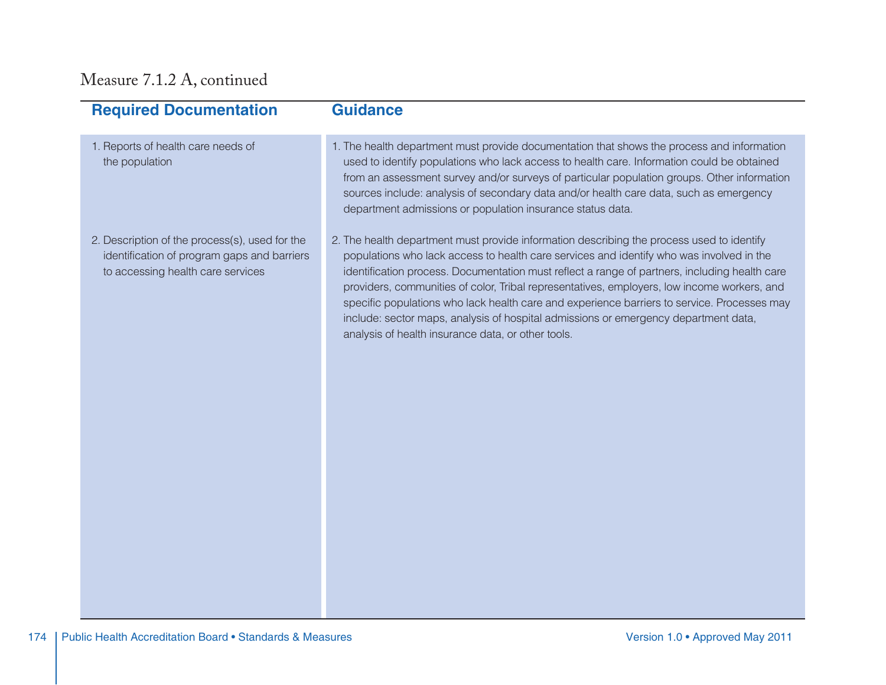Measure 7.1.2 A, continued

| Required Documentation | Guidance |
| --- | --- |
| 1. Reports of health care needs of the population | 1. The health department must provide documentation that shows the process and information used to identify populations who lack access to health care. Information could be obtained from an assessment survey and/or surveys of particular population groups. Other information sources include: analysis of secondary data and/or health care data, such as emergency department admissions or population insurance status data. |
| 2. Description of the process(s), used for the identification of program gaps and barriers to accessing health care services | 2. The health department must provide information describing the process used to identify populations who lack access to health care services and identify who was involved in the identification process. Documentation must reflect a range of partners, including health care providers, communities of color, Tribal representatives, employers, low income workers, and specific populations who lack health care and experience barriers to service. Processes may include: sector maps, analysis of hospital admissions or emergency department data, analysis of health insurance data, or other tools. |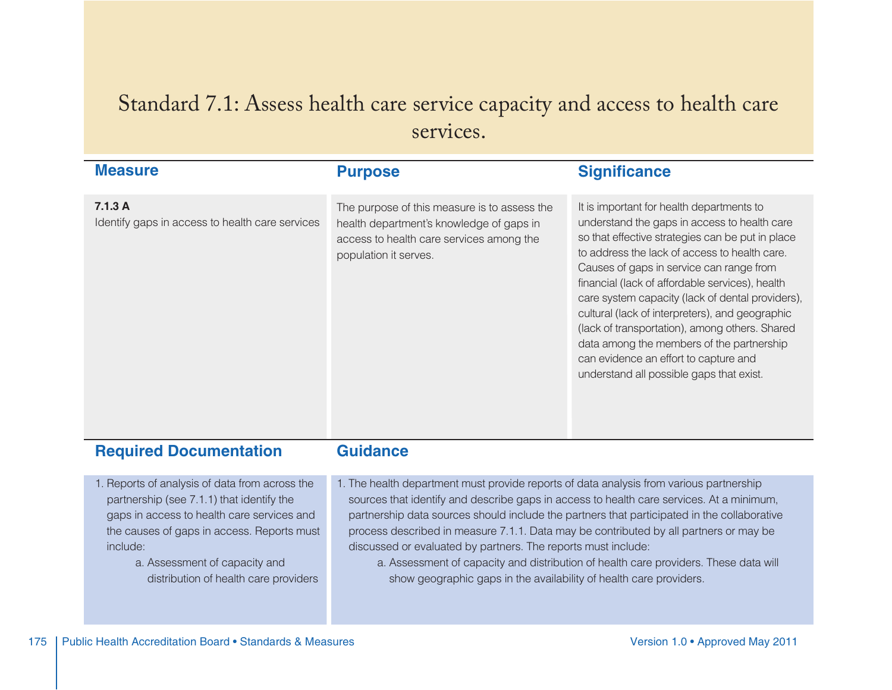# Standard 7.1: Assess health care service capacity and access to health care services.

| Measure | Purpose | Significance |
|---|---|---|
| **7.1.3 A**<br>Identify gaps in access to health care services | The purpose of this measure is to assess the health department's knowledge of gaps in access to health care services among the population it serves. | It is important for health departments to understand the gaps in access to health care so that effective strategies can be put in place to address the lack of access to health care. Causes of gaps in service can range from financial (lack of affordable services), health care system capacity (lack of dental providers), cultural (lack of interpreters), and geographic (lack of transportation), among others. Shared data among the members of the partnership can evidence an effort to capture and understand all possible gaps that exist. |

| Required Documentation | Guidance |
|---|---|
| 1. Reports of analysis of data from across the partnership (see 7.1.1) that identify the gaps in access to health care services and the causes of gaps in access. Reports must include:<br>a. Assessment of capacity and distribution of health care providers | 1. The health department must provide reports of data analysis from various partnership sources that identify and describe gaps in access to health care services. At a minimum, partnership data sources should include the partners that participated in the collaborative process described in measure 7.1.1. Data may be contributed by all partners or may be discussed or evaluated by partners. The reports must include:<br>a. Assessment of capacity and distribution of health care providers. These data will show geographic gaps in the availability of health care providers. |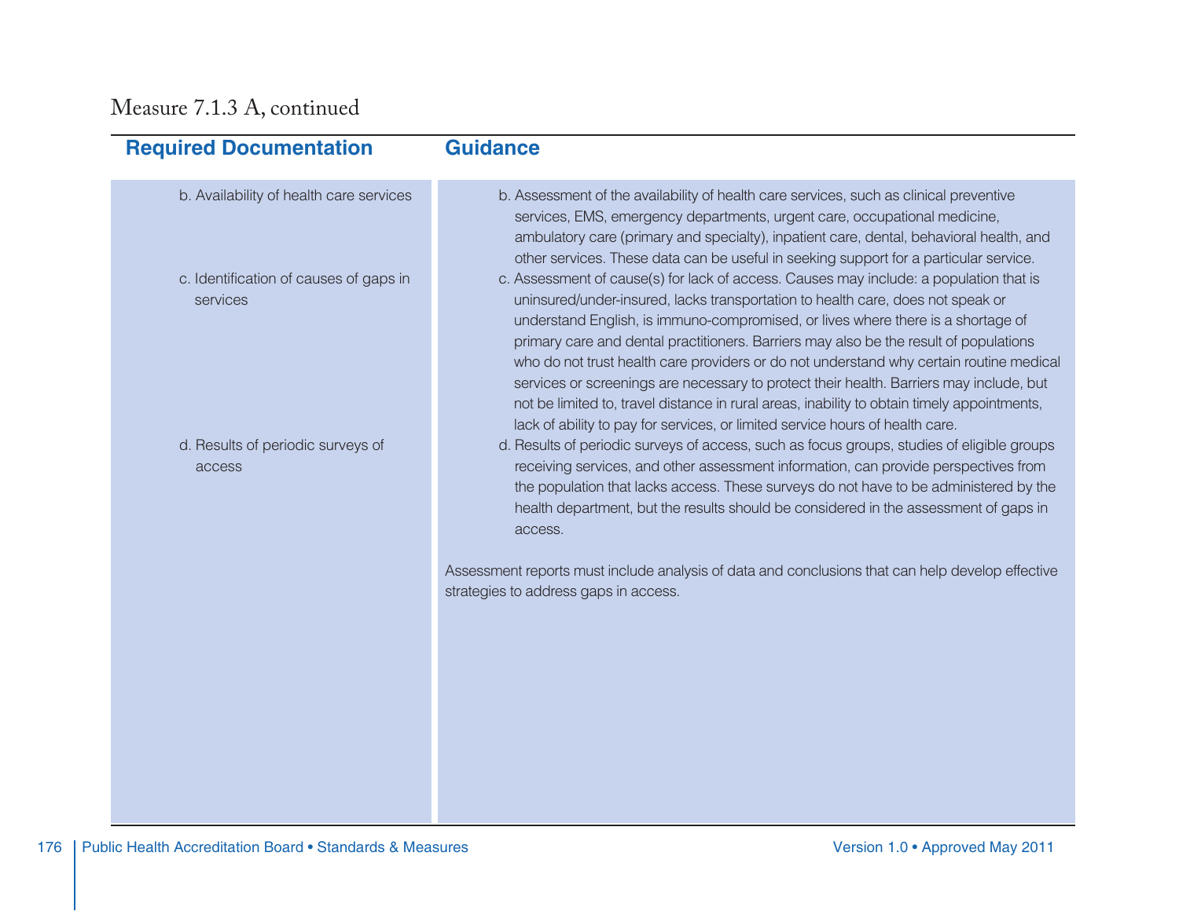## Measure 7.1.3 A, continued

| Required Documentation | Guidance |
| --- | --- |
| b. Availability of health care services | b. Assessment of the availability of health care services, such as clinical preventive services, EMS, emergency departments, urgent care, occupational medicine, ambulatory care (primary and specialty), inpatient care, dental, behavioral health, and other services. These data can be useful in seeking support for a particular service. |
| c. Identification of causes of gaps in services | c. Assessment of cause(s) for lack of access. Causes may include: a population that is uninsured/under-insured, lacks transportation to health care, does not speak or understand English, is immuno-compromised, or lives where there is a shortage of primary care and dental practitioners. Barriers may also be the result of populations who do not trust health care providers or do not understand why certain routine medical services or screenings are necessary to protect their health. Barriers may include, but not be limited to, travel distance in rural areas, inability to obtain timely appointments, lack of ability to pay for services, or limited service hours of health care. |
| d. Results of periodic surveys of access | d. Results of periodic surveys of access, such as focus groups, studies of eligible groups receiving services, and other assessment information, can provide perspectives from the population that lacks access. These surveys do not have to be administered by the health department, but the results should be considered in the assessment of gaps in access.<br><br>Assessment reports must include analysis of data and conclusions that can help develop effective strategies to address gaps in access. |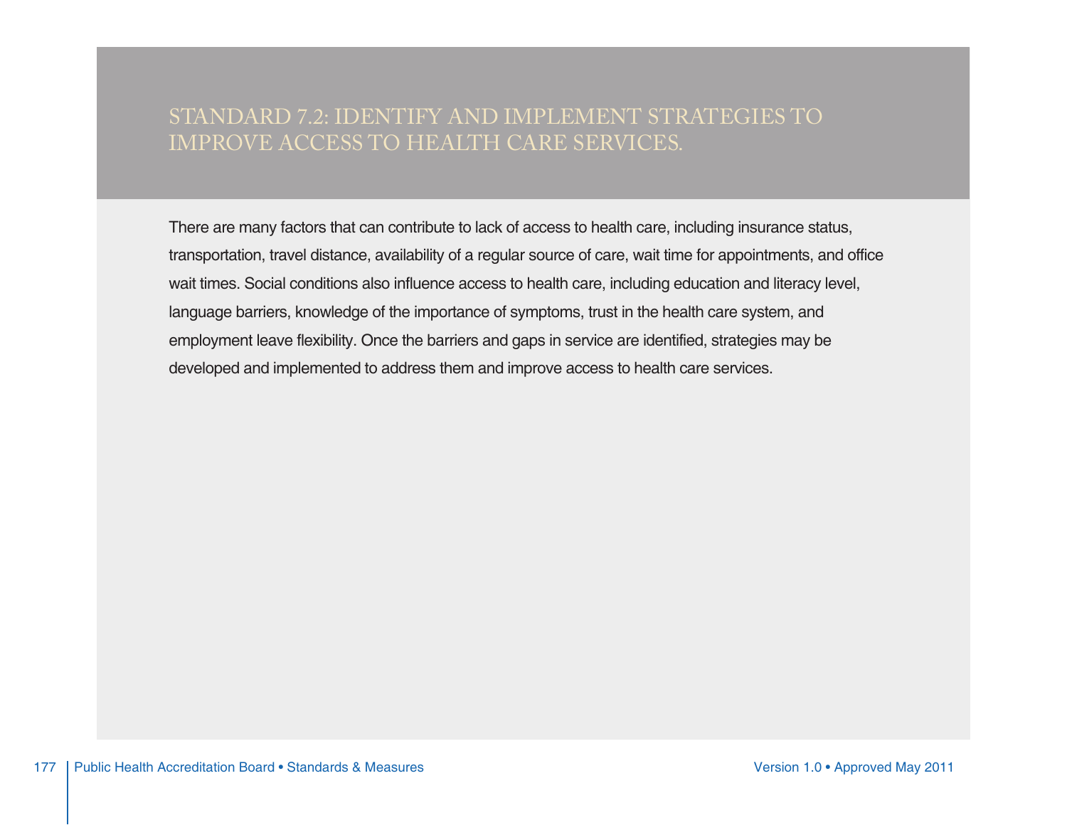# STANDARD 7.2: IDENTIFY AND IMPLEMENT STRATEGIES TO IMPROVE ACCESS TO HEALTH CARE SERVICES.

There are many factors that can contribute to lack of access to health care, including insurance status, transportation, travel distance, availability of a regular source of care, wait time for appointments, and office wait times. Social conditions also influence access to health care, including education and literacy level, language barriers, knowledge of the importance of symptoms, trust in the health care system, and employment leave flexibility. Once the barriers and gaps in service are identified, strategies may be developed and implemented to address them and improve access to health care services.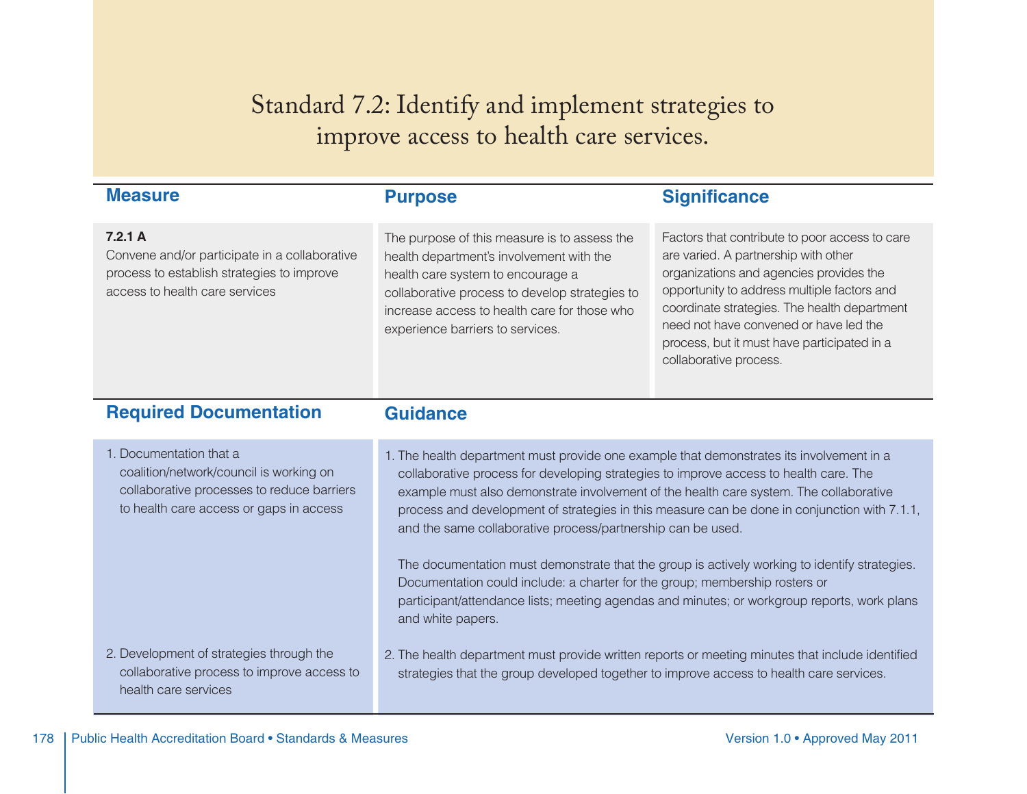# Standard 7.2: Identify and implement strategies to improve access to health care services.

| Measure | Purpose | Significance |
|---|---|---|
| **7.2.1 A**<br>Convene and/or participate in a collaborative process to establish strategies to improve access to health care services | The purpose of this measure is to assess the health department's involvement with the health care system to encourage a collaborative process to develop strategies to increase access to health care for those who experience barriers to services. | Factors that contribute to poor access to care are varied. A partnership with other organizations and agencies provides the opportunity to address multiple factors and coordinate strategies. The health department need not have convened or have led the process, but it must have participated in a collaborative process. |

| Required Documentation | Guidance |
|---|---|
| 1. Documentation that a coalition/network/council is working on collaborative processes to reduce barriers to health care access or gaps in access | 1. The health department must provide one example that demonstrates its involvement in a collaborative process for developing strategies to improve access to health care. The example must also demonstrate involvement of the health care system. The collaborative process and development of strategies in this measure can be done in conjunction with 7.1.1, and the same collaborative process/partnership can be used.<br><br>The documentation must demonstrate that the group is actively working to identify strategies. Documentation could include: a charter for the group; membership rosters or participant/attendance lists; meeting agendas and minutes; or workgroup reports, work plans and white papers. |
| 2. Development of strategies through the collaborative process to improve access to health care services | 2. The health department must provide written reports or meeting minutes that include identified strategies that the group developed together to improve access to health care services. |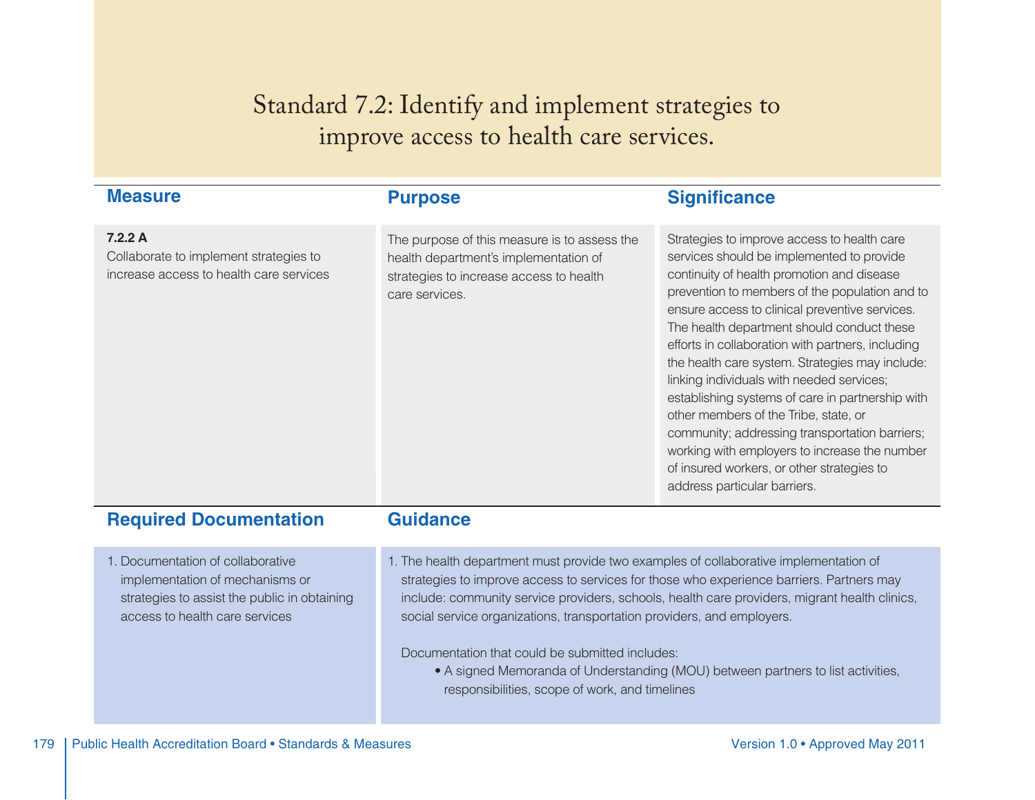# Standard 7.2: Identify and implement strategies to improve access to health care services.

| Measure | Purpose | Significance |
| --- | --- | --- |
| **7.2.2 A**<br>Collaborate to implement strategies to increase access to health care services | The purpose of this measure is to assess the health department's implementation of strategies to increase access to health care services. | Strategies to improve access to health care services should be implemented to provide continuity of health promotion and disease prevention to members of the population and to ensure access to clinical preventive services. The health department should conduct these efforts in collaboration with partners, including the health care system. Strategies may include: linking individuals with needed services; establishing systems of care in partnership with other members of the Tribe, state, or community; addressing transportation barriers; working with employers to increase the number of insured workers, or other strategies to address particular barriers. |

| Required Documentation | Guidance |
| --- | --- |
| 1. Documentation of collaborative implementation of mechanisms or strategies to assist the public in obtaining access to health care services | 1. The health department must provide two examples of collaborative implementation of strategies to improve access to services for those who experience barriers. Partners may include: community service providers, schools, health care providers, migrant health clinics, social service organizations, transportation providers, and employers.<br><br>Documentation that could be submitted includes:<br>• A signed Memoranda of Understanding (MOU) between partners to list activities, responsibilities, scope of work, and timelines |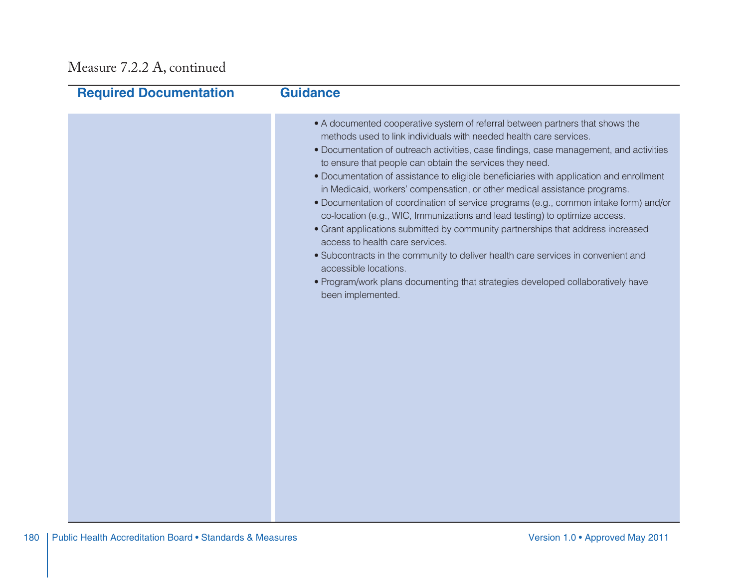Measure 7.2.2 A, continued

| Required Documentation | Guidance |
|---|---|
| | • A documented cooperative system of referral between partners that shows the methods used to link individuals with needed health care services.<br>• Documentation of outreach activities, case findings, case management, and activities to ensure that people can obtain the services they need.<br>• Documentation of assistance to eligible beneficiaries with application and enrollment in Medicaid, workers' compensation, or other medical assistance programs.<br>• Documentation of coordination of service programs (e.g., common intake form) and/or co-location (e.g., WIC, Immunizations and lead testing) to optimize access.<br>• Grant applications submitted by community partnerships that address increased access to health care services.<br>• Subcontracts in the community to deliver health care services in convenient and accessible locations.<br>• Program/work plans documenting that strategies developed collaboratively have been implemented. |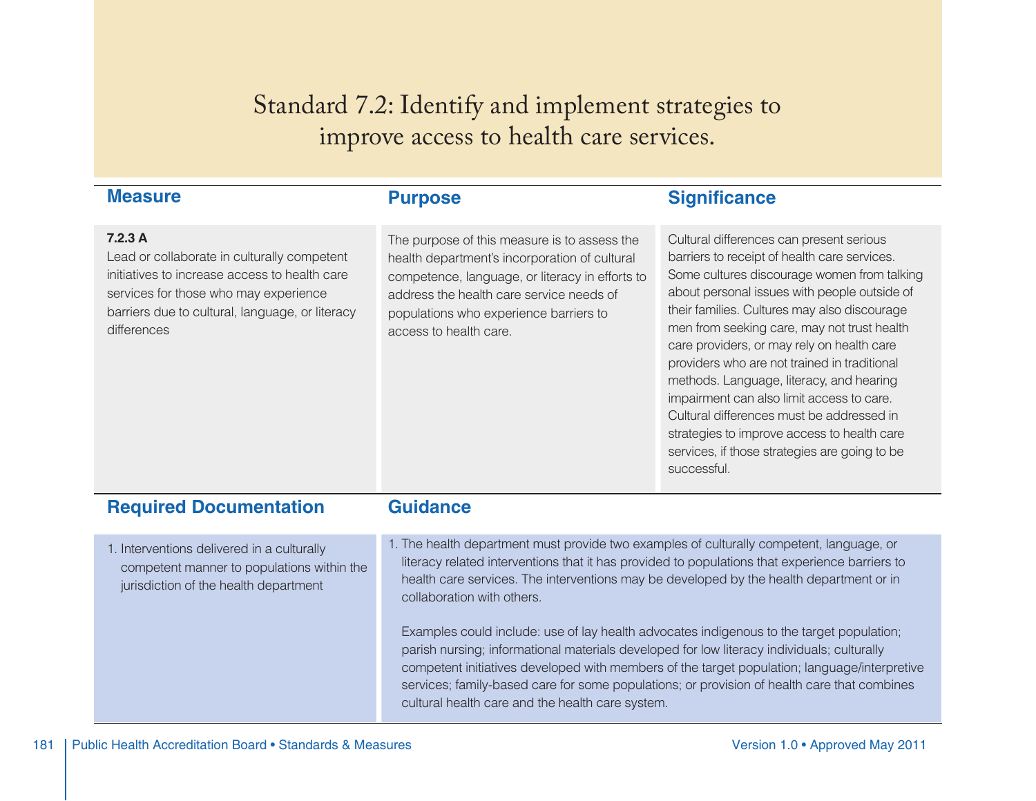# Standard 7.2: Identify and implement strategies to improve access to health care services.

| Measure | Purpose | Significance |
|---|---|---|
| **7.2.3 A**<br>Lead or collaborate in culturally competent initiatives to increase access to health care services for those who may experience barriers due to cultural, language, or literacy differences | The purpose of this measure is to assess the health department's incorporation of cultural competence, language, or literacy in efforts to address the health care service needs of populations who experience barriers to access to health care. | Cultural differences can present serious barriers to receipt of health care services. Some cultures discourage women from talking about personal issues with people outside of their families. Cultures may also discourage men from seeking care, may not trust health care providers, or may rely on health care providers who are not trained in traditional methods. Language, literacy, and hearing impairment can also limit access to care. Cultural differences must be addressed in strategies to improve access to health care services, if those strategies are going to be successful. |

| Required Documentation | Guidance |
|---|---|
| 1. Interventions delivered in a culturally competent manner to populations within the jurisdiction of the health department | 1. The health department must provide two examples of culturally competent, language, or literacy related interventions that it has provided to populations that experience barriers to health care services. The interventions may be developed by the health department or in collaboration with others.<br><br>Examples could include: use of lay health advocates indigenous to the target population; parish nursing; informational materials developed for low literacy individuals; culturally competent initiatives developed with members of the target population; language/interpretive services; family-based care for some populations; or provision of health care that combines cultural health care and the health care system. |